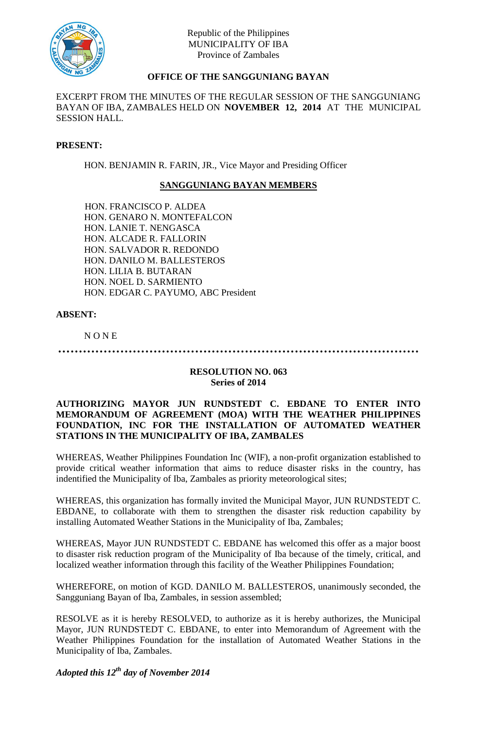Republic of the Philippines
MUNICIPALITY OF IBA
Province of Zambales

**OFFICE OF THE SANGGUNIANG BAYAN**

EXCERPT FROM THE MINUTES OF THE REGULAR SESSION OF THE SANGGUNIANG BAYAN OF IBA, ZAMBALES HELD ON **NOVEMBER 12, 2014** AT THE MUNICIPAL SESSION HALL.

**PRESENT:**

HON. BENJAMIN R. FARIN, JR., Vice Mayor and Presiding Officer

**SANGGUNIANG BAYAN MEMBERS**

HON. FRANCISCO P. ALDEA
HON. GENARO N. MONTEFALCON
HON. LANIE T. NENGASCA
HON. ALCADE R. FALLORIN
HON. SALVADOR R. REDONDO
HON. DANILO M. BALLESTEROS
HON. LILIA B. BUTARAN
HON. NOEL D. SARMIENTO
HON. EDGAR C. PAYUMO, ABC President

**ABSENT:**

N O N E

………………………………………………………………………………

**RESOLUTION NO. 063**
**Series of 2014**

**AUTHORIZING MAYOR JUN RUNDSTEDT C. EBDANE TO ENTER INTO MEMORANDUM OF AGREEMENT (MOA) WITH THE WEATHER PHILIPPINES FOUNDATION, INC FOR THE INSTALLATION OF AUTOMATED WEATHER STATIONS IN THE MUNICIPALITY OF IBA, ZAMBALES**

WHEREAS, Weather Philippines Foundation Inc (WIF), a non-profit organization established to provide critical weather information that aims to reduce disaster risks in the country, has indentified the Municipality of Iba, Zambales as priority meteorological sites;

WHEREAS, this organization has formally invited the Municipal Mayor, JUN RUNDSTEDT C. EBDANE, to collaborate with them to strengthen the disaster risk reduction capability by installing Automated Weather Stations in the Municipality of Iba, Zambales;

WHEREAS, Mayor JUN RUNDSTEDT C. EBDANE has welcomed this offer as a major boost to disaster risk reduction program of the Municipality of Iba because of the timely, critical, and localized weather information through this facility of the Weather Philippines Foundation;

WHEREFORE, on motion of KGD. DANILO M. BALLESTEROS, unanimously seconded, the Sangguniang Bayan of Iba, Zambales, in session assembled;

RESOLVE as it is hereby RESOLVED, to authorize as it is hereby authorizes, the Municipal Mayor, JUN RUNDSTEDT C. EBDANE, to enter into Memorandum of Agreement with the Weather Philippines Foundation for the installation of Automated Weather Stations in the Municipality of Iba, Zambales.

***Adopted this 12th day of November 2014***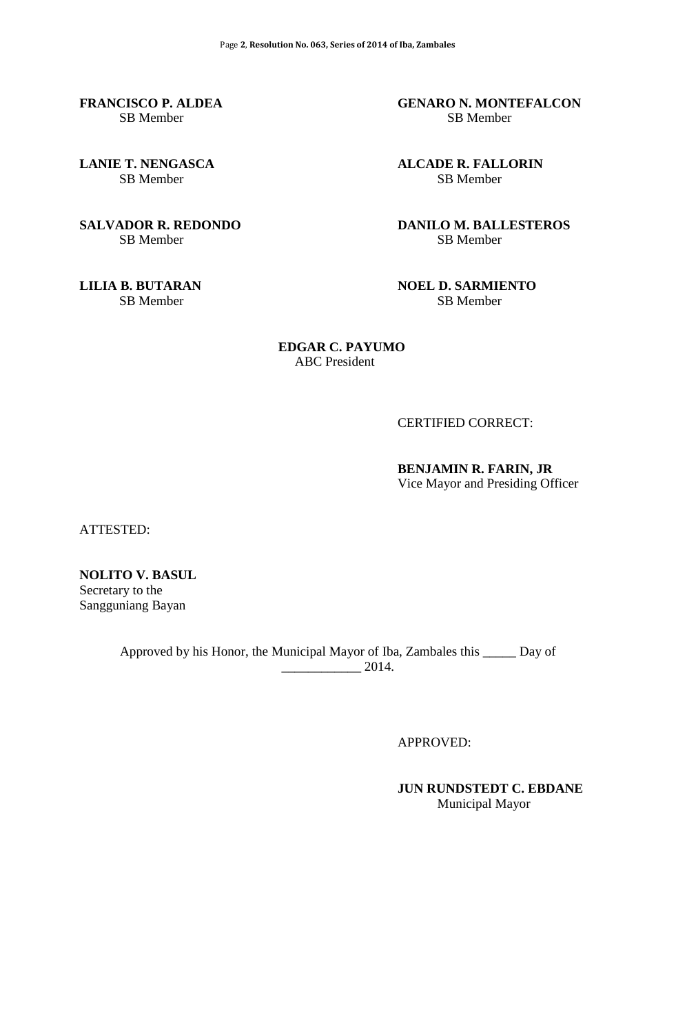**FRANCISCO P. ALDEA**
SB Member

**GENARO N. MONTEFALCON**
SB Member

**LANIE T. NENGASCA**
SB Member

**ALCADE R. FALLORIN**
SB Member

**SALVADOR R. REDONDO**
SB Member

**DANILO M. BALLESTEROS**
SB Member

**LILIA B. BUTARAN**
SB Member

**NOEL D. SARMIENTO**
SB Member

**EDGAR C. PAYUMO**
ABC President

CERTIFIED CORRECT:

**BENJAMIN R. FARIN, JR**
Vice Mayor and Presiding Officer

ATTESTED:

**NOLITO V. BASUL**
Secretary to the
Sangguniang Bayan

Approved by his Honor, the Municipal Mayor of Iba, Zambales this _____ Day of ____________ 2014.

APPROVED:

**JUN RUNDSTEDT C. EBDANE**
Municipal Mayor